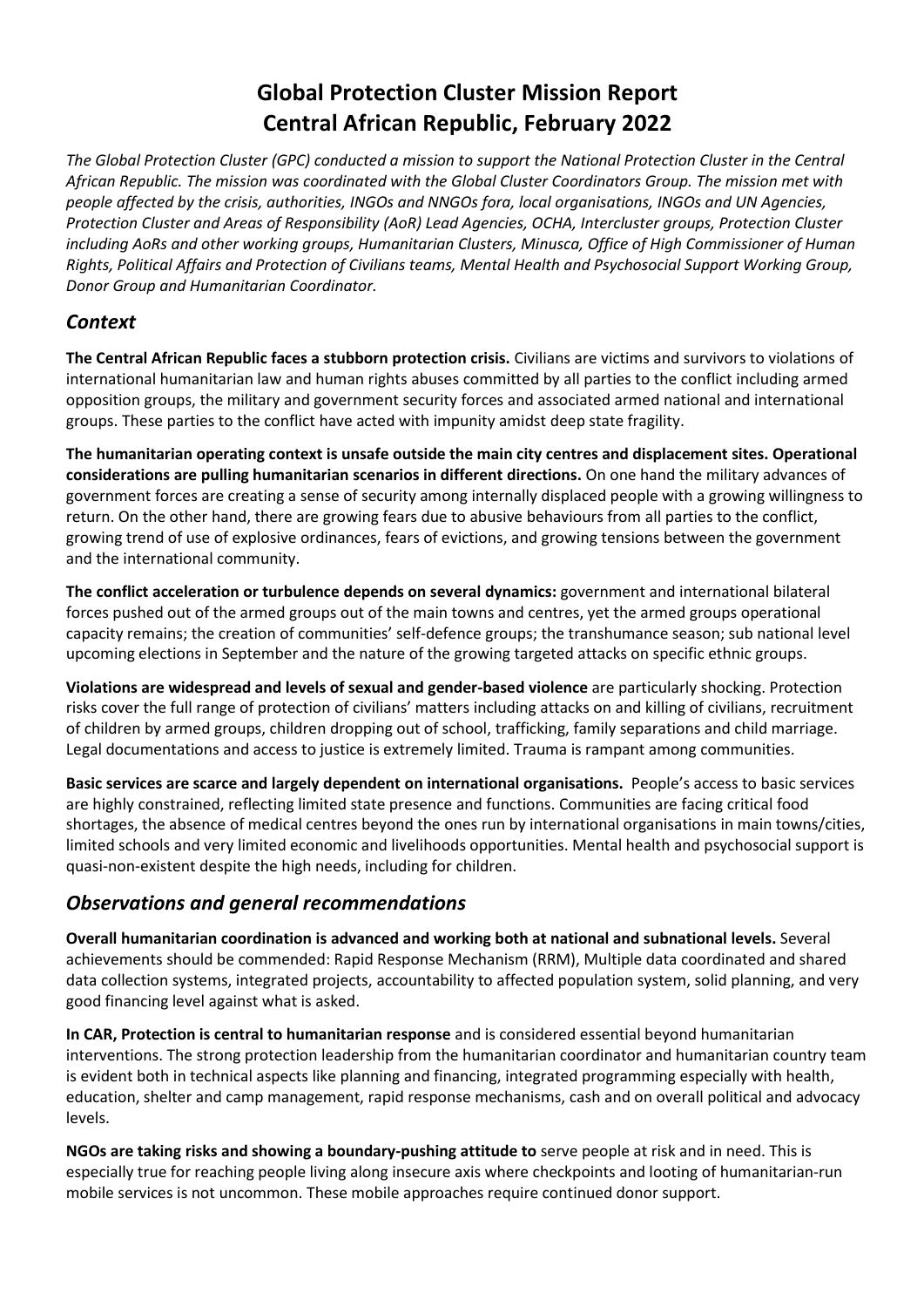# Global Protection Cluster Mission Report
# Central African Republic, February 2022

*The Global Protection Cluster (GPC) conducted a mission to support the National Protection Cluster in the Central African Republic. The mission was coordinated with the Global Cluster Coordinators Group. The mission met with people affected by the crisis, authorities, INGOs and NNGOs fora, local organisations, INGOs and UN Agencies, Protection Cluster and Areas of Responsibility (AoR) Lead Agencies, OCHA, Intercluster groups, Protection Cluster including AoRs and other working groups, Humanitarian Clusters, Minusca, Office of High Commissioner of Human Rights, Political Affairs and Protection of Civilians teams, Mental Health and Psychosocial Support Working Group, Donor Group and Humanitarian Coordinator.*

## *Context*

**The Central African Republic faces a stubborn protection crisis.** Civilians are victims and survivors to violations of international humanitarian law and human rights abuses committed by all parties to the conflict including armed opposition groups, the military and government security forces and associated armed national and international groups. These parties to the conflict have acted with impunity amidst deep state fragility.

**The humanitarian operating context is unsafe outside the main city centres and displacement sites. Operational considerations are pulling humanitarian scenarios in different directions.** On one hand the military advances of government forces are creating a sense of security among internally displaced people with a growing willingness to return. On the other hand, there are growing fears due to abusive behaviours from all parties to the conflict, growing trend of use of explosive ordinances, fears of evictions, and growing tensions between the government and the international community.

**The conflict acceleration or turbulence depends on several dynamics:** government and international bilateral forces pushed out of the armed groups out of the main towns and centres, yet the armed groups operational capacity remains; the creation of communities' self-defence groups; the transhumance season; sub national level upcoming elections in September and the nature of the growing targeted attacks on specific ethnic groups.

**Violations are widespread and levels of sexual and gender-based violence** are particularly shocking. Protection risks cover the full range of protection of civilians' matters including attacks on and killing of civilians, recruitment of children by armed groups, children dropping out of school, trafficking, family separations and child marriage. Legal documentations and access to justice is extremely limited. Trauma is rampant among communities.

**Basic services are scarce and largely dependent on international organisations.** People's access to basic services are highly constrained, reflecting limited state presence and functions. Communities are facing critical food shortages, the absence of medical centres beyond the ones run by international organisations in main towns/cities, limited schools and very limited economic and livelihoods opportunities. Mental health and psychosocial support is quasi-non-existent despite the high needs, including for children.

## *Observations and general recommendations*

**Overall humanitarian coordination is advanced and working both at national and subnational levels.** Several achievements should be commended: Rapid Response Mechanism (RRM), Multiple data coordinated and shared data collection systems, integrated projects, accountability to affected population system, solid planning, and very good financing level against what is asked.

**In CAR, Protection is central to humanitarian response** and is considered essential beyond humanitarian interventions. The strong protection leadership from the humanitarian coordinator and humanitarian country team is evident both in technical aspects like planning and financing, integrated programming especially with health, education, shelter and camp management, rapid response mechanisms, cash and on overall political and advocacy levels.

**NGOs are taking risks and showing a boundary-pushing attitude to** serve people at risk and in need. This is especially true for reaching people living along insecure axis where checkpoints and looting of humanitarian-run mobile services is not uncommon. These mobile approaches require continued donor support.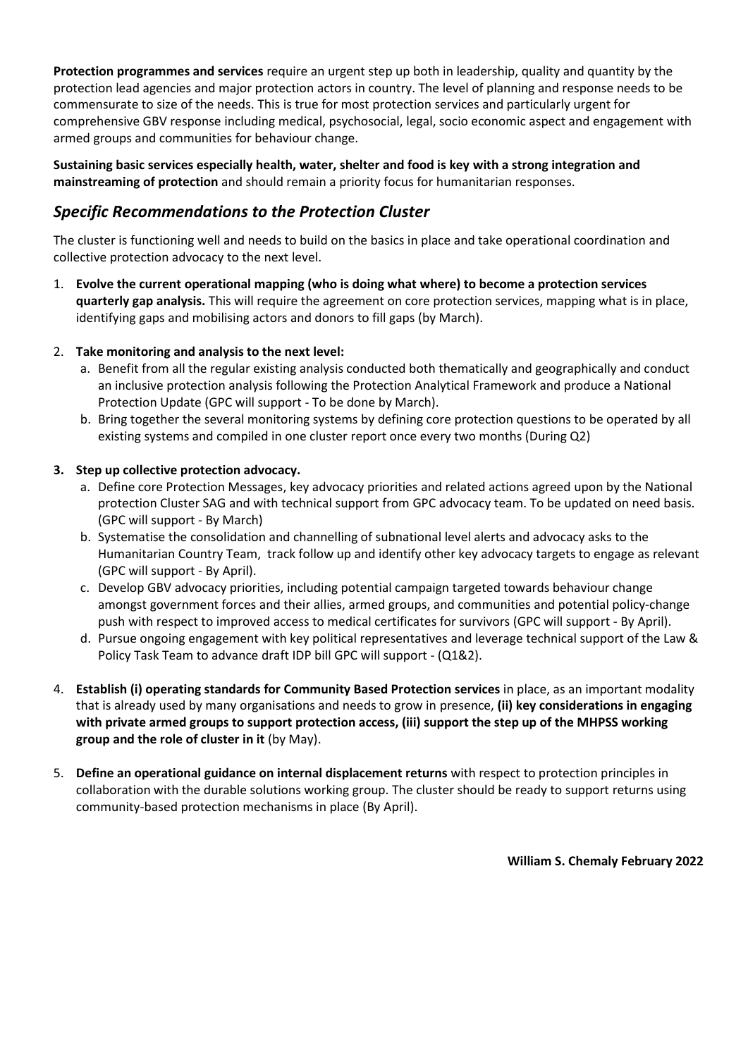**Protection programmes and services** require an urgent step up both in leadership, quality and quantity by the protection lead agencies and major protection actors in country. The level of planning and response needs to be commensurate to size of the needs. This is true for most protection services and particularly urgent for comprehensive GBV response including medical, psychosocial, legal, socio economic aspect and engagement with armed groups and communities for behaviour change.

**Sustaining basic services especially health, water, shelter and food is key with a strong integration and mainstreaming of protection** and should remain a priority focus for humanitarian responses.

## *Specific Recommendations to the Protection Cluster*

The cluster is functioning well and needs to build on the basics in place and take operational coordination and collective protection advocacy to the next level.

1. **Evolve the current operational mapping (who is doing what where) to become a protection services quarterly gap analysis.** This will require the agreement on core protection services, mapping what is in place, identifying gaps and mobilising actors and donors to fill gaps (by March).

2. **Take monitoring and analysis to the next level:**
   a. Benefit from all the regular existing analysis conducted both thematically and geographically and conduct an inclusive protection analysis following the Protection Analytical Framework and produce a National Protection Update (GPC will support - To be done by March).
   b. Bring together the several monitoring systems by defining core protection questions to be operated by all existing systems and compiled in one cluster report once every two months (During Q2)

3. **Step up collective protection advocacy.**
   a. Define core Protection Messages, key advocacy priorities and related actions agreed upon by the National protection Cluster SAG and with technical support from GPC advocacy team. To be updated on need basis. (GPC will support - By March)
   b. Systematise the consolidation and channelling of subnational level alerts and advocacy asks to the Humanitarian Country Team, track follow up and identify other key advocacy targets to engage as relevant (GPC will support - By April).
   c. Develop GBV advocacy priorities, including potential campaign targeted towards behaviour change amongst government forces and their allies, armed groups, and communities and potential policy-change push with respect to improved access to medical certificates for survivors (GPC will support - By April).
   d. Pursue ongoing engagement with key political representatives and leverage technical support of the Law & Policy Task Team to advance draft IDP bill GPC will support - (Q1&2).

4. **Establish (i) operating standards for Community Based Protection services** in place, as an important modality that is already used by many organisations and needs to grow in presence, **(ii) key considerations in engaging with private armed groups to support protection access, (iii) support the step up of the MHPSS working group and the role of cluster in it** (by May).

5. **Define an operational guidance on internal displacement returns** with respect to protection principles in collaboration with the durable solutions working group. The cluster should be ready to support returns using community-based protection mechanisms in place (By April).

**William S. Chemaly February 2022**